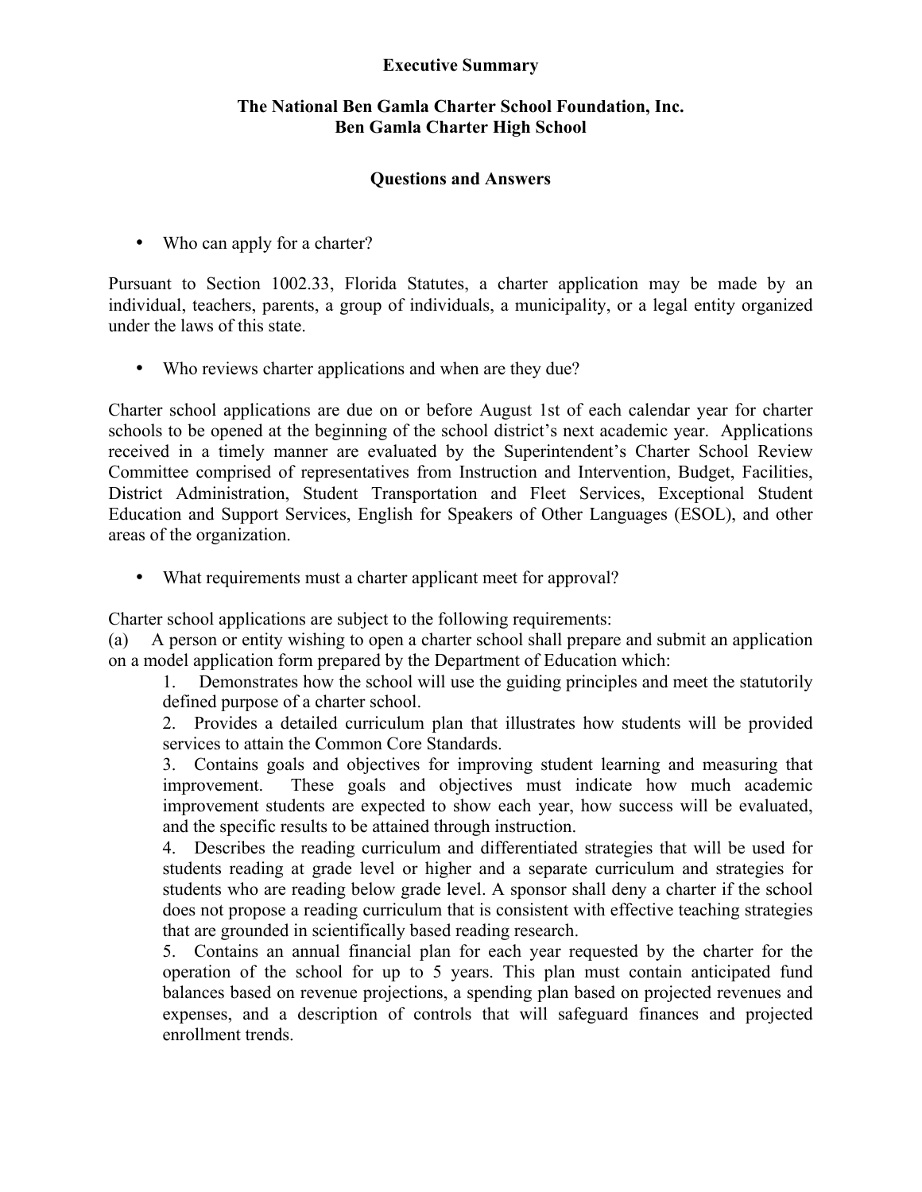**Executive Summary**

**The National Ben Gamla Charter School Foundation, Inc.**
**Ben Gamla Charter High School**

**Questions and Answers**

- Who can apply for a charter?

Pursuant to Section 1002.33, Florida Statutes, a charter application may be made by an individual, teachers, parents, a group of individuals, a municipality, or a legal entity organized under the laws of this state.

- Who reviews charter applications and when are they due?

Charter school applications are due on or before August 1st of each calendar year for charter schools to be opened at the beginning of the school district's next academic year. Applications received in a timely manner are evaluated by the Superintendent's Charter School Review Committee comprised of representatives from Instruction and Intervention, Budget, Facilities, District Administration, Student Transportation and Fleet Services, Exceptional Student Education and Support Services, English for Speakers of Other Languages (ESOL), and other areas of the organization.

- What requirements must a charter applicant meet for approval?

Charter school applications are subject to the following requirements:

(a) A person or entity wishing to open a charter school shall prepare and submit an application on a model application form prepared by the Department of Education which:

1. Demonstrates how the school will use the guiding principles and meet the statutorily defined purpose of a charter school.
2. Provides a detailed curriculum plan that illustrates how students will be provided services to attain the Common Core Standards.
3. Contains goals and objectives for improving student learning and measuring that improvement. These goals and objectives must indicate how much academic improvement students are expected to show each year, how success will be evaluated, and the specific results to be attained through instruction.
4. Describes the reading curriculum and differentiated strategies that will be used for students reading at grade level or higher and a separate curriculum and strategies for students who are reading below grade level. A sponsor shall deny a charter if the school does not propose a reading curriculum that is consistent with effective teaching strategies that are grounded in scientifically based reading research.
5. Contains an annual financial plan for each year requested by the charter for the operation of the school for up to 5 years. This plan must contain anticipated fund balances based on revenue projections, a spending plan based on projected revenues and expenses, and a description of controls that will safeguard finances and projected enrollment trends.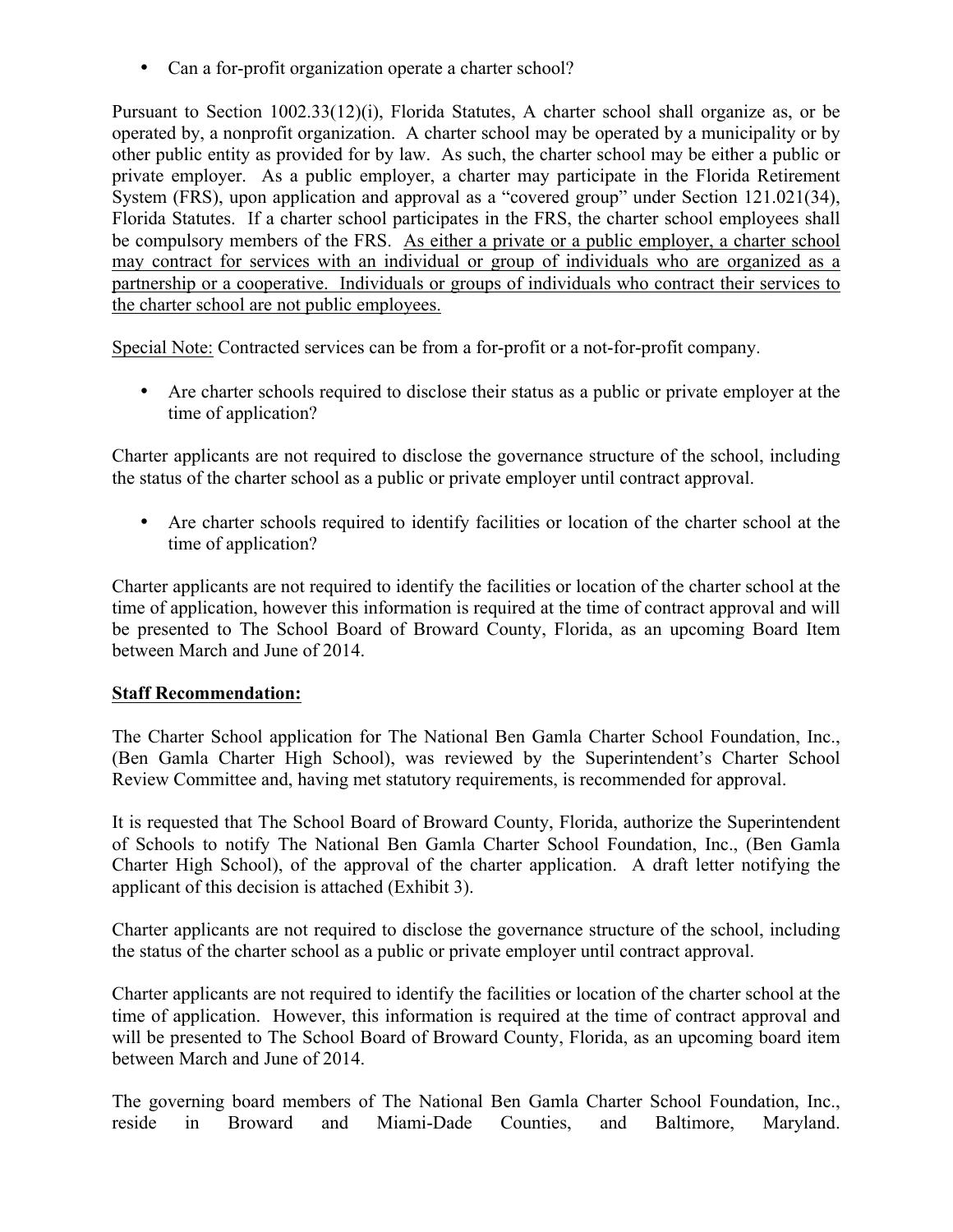- Can a for-profit organization operate a charter school?

Pursuant to Section 1002.33(12)(i), Florida Statutes, A charter school shall organize as, or be operated by, a nonprofit organization. A charter school may be operated by a municipality or by other public entity as provided for by law. As such, the charter school may be either a public or private employer. As a public employer, a charter may participate in the Florida Retirement System (FRS), upon application and approval as a "covered group" under Section 121.021(34), Florida Statutes. If a charter school participates in the FRS, the charter school employees shall be compulsory members of the FRS. <u>As either a private or a public employer, a charter school may contract for services with an individual or group of individuals who are organized as a partnership or a cooperative. Individuals or groups of individuals who contract their services to the charter school are not public employees.</u>

<u>Special Note:</u> Contracted services can be from a for-profit or a not-for-profit company.

- Are charter schools required to disclose their status as a public or private employer at the time of application?

Charter applicants are not required to disclose the governance structure of the school, including the status of the charter school as a public or private employer until contract approval.

- Are charter schools required to identify facilities or location of the charter school at the time of application?

Charter applicants are not required to identify the facilities or location of the charter school at the time of application, however this information is required at the time of contract approval and will be presented to The School Board of Broward County, Florida, as an upcoming Board Item between March and June of 2014.

**<u>Staff Recommendation:</u>**

The Charter School application for The National Ben Gamla Charter School Foundation, Inc., (Ben Gamla Charter High School), was reviewed by the Superintendent's Charter School Review Committee and, having met statutory requirements, is recommended for approval.

It is requested that The School Board of Broward County, Florida, authorize the Superintendent of Schools to notify The National Ben Gamla Charter School Foundation, Inc., (Ben Gamla Charter High School), of the approval of the charter application. A draft letter notifying the applicant of this decision is attached (Exhibit 3).

Charter applicants are not required to disclose the governance structure of the school, including the status of the charter school as a public or private employer until contract approval.

Charter applicants are not required to identify the facilities or location of the charter school at the time of application. However, this information is required at the time of contract approval and will be presented to The School Board of Broward County, Florida, as an upcoming board item between March and June of 2014.

The governing board members of The National Ben Gamla Charter School Foundation, Inc., reside in Broward and Miami-Dade Counties, and Baltimore, Maryland.